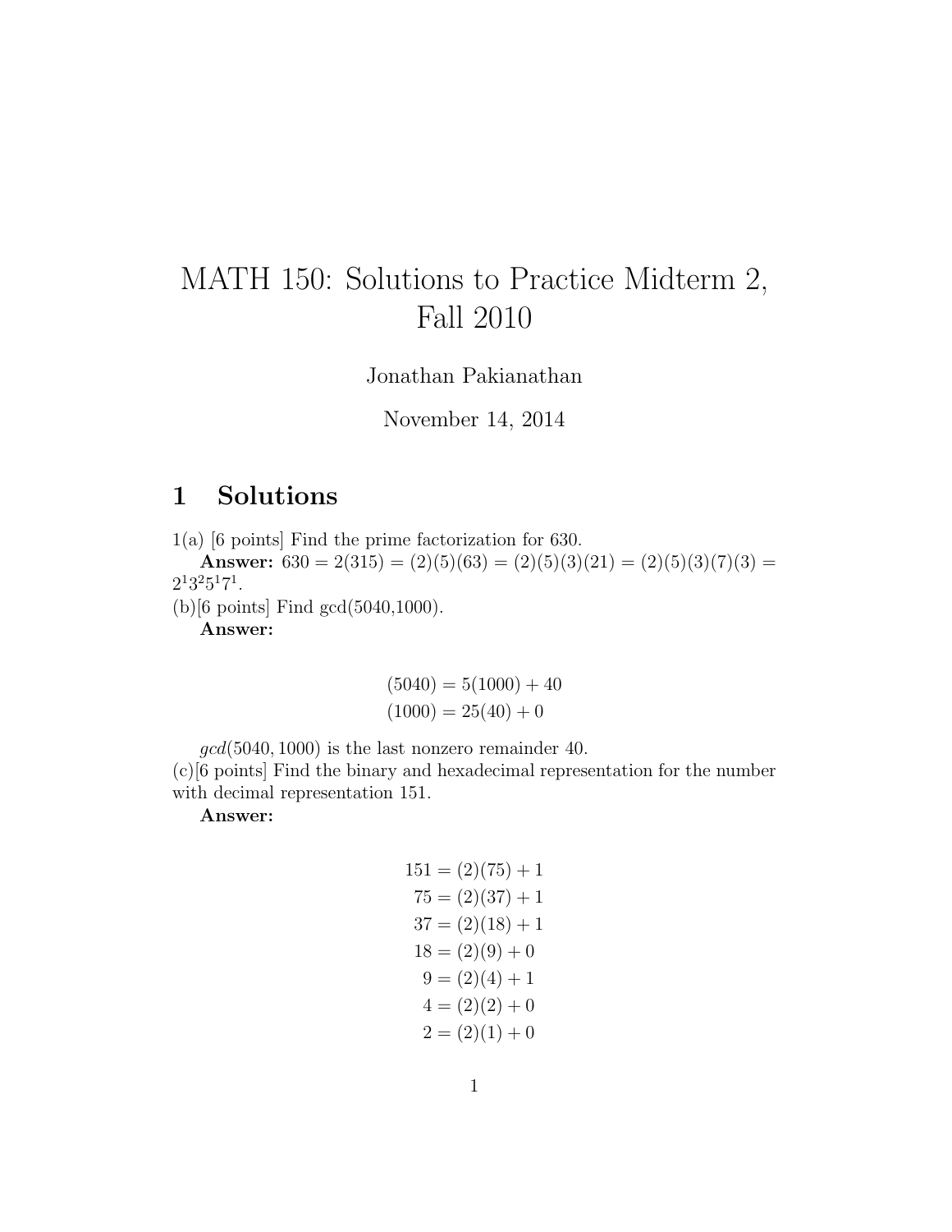# MATH 150: Solutions to Practice Midterm 2, Fall 2010

Jonathan Pakianathan

November 14, 2014

## 1 Solutions

1(a) [6 points] Find the prime factorization for 630.

**Answer:** $630 = 2(315) = (2)(5)(63) = (2)(5)(3)(21) = (2)(5)(3)(7)(3) = 2^1 3^2 5^1 7^1$.

(b)[6 points] Find gcd(5040,1000).

**Answer:**

$$
\begin{aligned}
(5040) &= 5(1000) + 40 \\
(1000) &= 25(40) + 0
\end{aligned}
$$

$gcd(5040, 1000)$ is the last nonzero remainder 40.

(c)[6 points] Find the binary and hexadecimal representation for the number with decimal representation 151.

**Answer:**

$$
\begin{aligned}
151 &= (2)(75) + 1 \\
75 &= (2)(37) + 1 \\
37 &= (2)(18) + 1 \\
18 &= (2)(9) + 0 \\
9 &= (2)(4) + 1 \\
4 &= (2)(2) + 0 \\
2 &= (2)(1) + 0
\end{aligned}
$$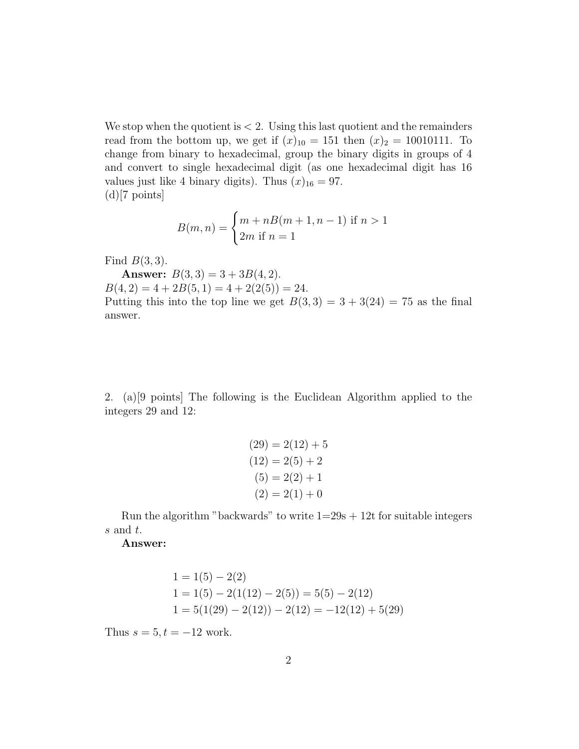We stop when the quotient is $< 2$. Using this last quotient and the remainders read from the bottom up, we get if $(x)_{10} = 151$ then $(x)_2 = 10010111$. To change from binary to hexadecimal, group the binary digits in groups of 4 and convert to single hexadecimal digit (as one hexadecimal digit has 16 values just like 4 binary digits). Thus $(x)_{16} = 97$.

(d)[7 points]

$$B(m,n) = \begin{cases} m + nB(m+1, n-1) \text{ if } n > 1 \\ 2m \text{ if } n = 1 \end{cases}$$

Find $B(3,3)$.

**Answer:** $B(3,3) = 3 + 3B(4,2)$.

$B(4,2) = 4 + 2B(5,1) = 4 + 2(2(5)) = 24$.

Putting this into the top line we get $B(3,3) = 3 + 3(24) = 75$ as the final answer.

2. (a)[9 points] The following is the Euclidean Algorithm applied to the integers 29 and 12:

$$\begin{aligned}(29) &= 2(12) + 5 \\ (12) &= 2(5) + 2 \\ (5) &= 2(2) + 1 \\ (2) &= 2(1) + 0\end{aligned}$$

Run the algorithm "backwards" to write 1=29s + 12t for suitable integers $s$ and $t$.

**Answer:**

$$\begin{aligned}1 &= 1(5) - 2(2) \\ 1 &= 1(5) - 2(1(12) - 2(5)) = 5(5) - 2(12) \\ 1 &= 5(1(29) - 2(12)) - 2(12) = -12(12) + 5(29)\end{aligned}$$

Thus $s = 5, t = -12$ work.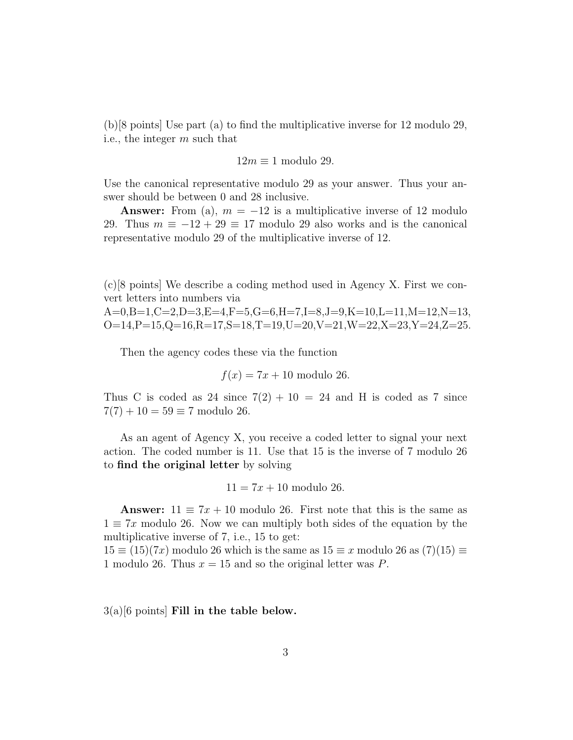(b)[8 points] Use part (a) to find the multiplicative inverse for 12 modulo 29, i.e., the integer $m$ such that

$$12m \equiv 1 \text{ modulo } 29.$$

Use the canonical representative modulo 29 as your answer. Thus your answer should be between 0 and 28 inclusive.

**Answer:** From (a), $m = -12$ is a multiplicative inverse of 12 modulo 29. Thus $m \equiv -12 + 29 \equiv 17$ modulo 29 also works and is the canonical representative modulo 29 of the multiplicative inverse of 12.

(c)[8 points] We describe a coding method used in Agency X. First we convert letters into numbers via
A=0,B=1,C=2,D=3,E=4,F=5,G=6,H=7,I=8,J=9,K=10,L=11,M=12,N=13, O=14,P=15,Q=16,R=17,S=18,T=19,U=20,V=21,W=22,X=23,Y=24,Z=25.

Then the agency codes these via the function

$$f(x) = 7x + 10 \text{ modulo } 26.$$

Thus C is coded as 24 since $7(2) + 10 = 24$ and H is coded as 7 since $7(7) + 10 = 59 \equiv 7$ modulo 26.

As an agent of Agency X, you receive a coded letter to signal your next action. The coded number is 11. Use that 15 is the inverse of 7 modulo 26 to **find the original letter** by solving

$$11 = 7x + 10 \text{ modulo } 26.$$

**Answer:** $11 \equiv 7x + 10$ modulo 26. First note that this is the same as $1 \equiv 7x$ modulo 26. Now we can multiply both sides of the equation by the multiplicative inverse of 7, i.e., 15 to get:
$15 \equiv (15)(7x)$ modulo 26 which is the same as $15 \equiv x$ modulo 26 as $(7)(15) \equiv 1$ modulo 26. Thus $x = 15$ and so the original letter was $P$.

3(a)[6 points] **Fill in the table below.**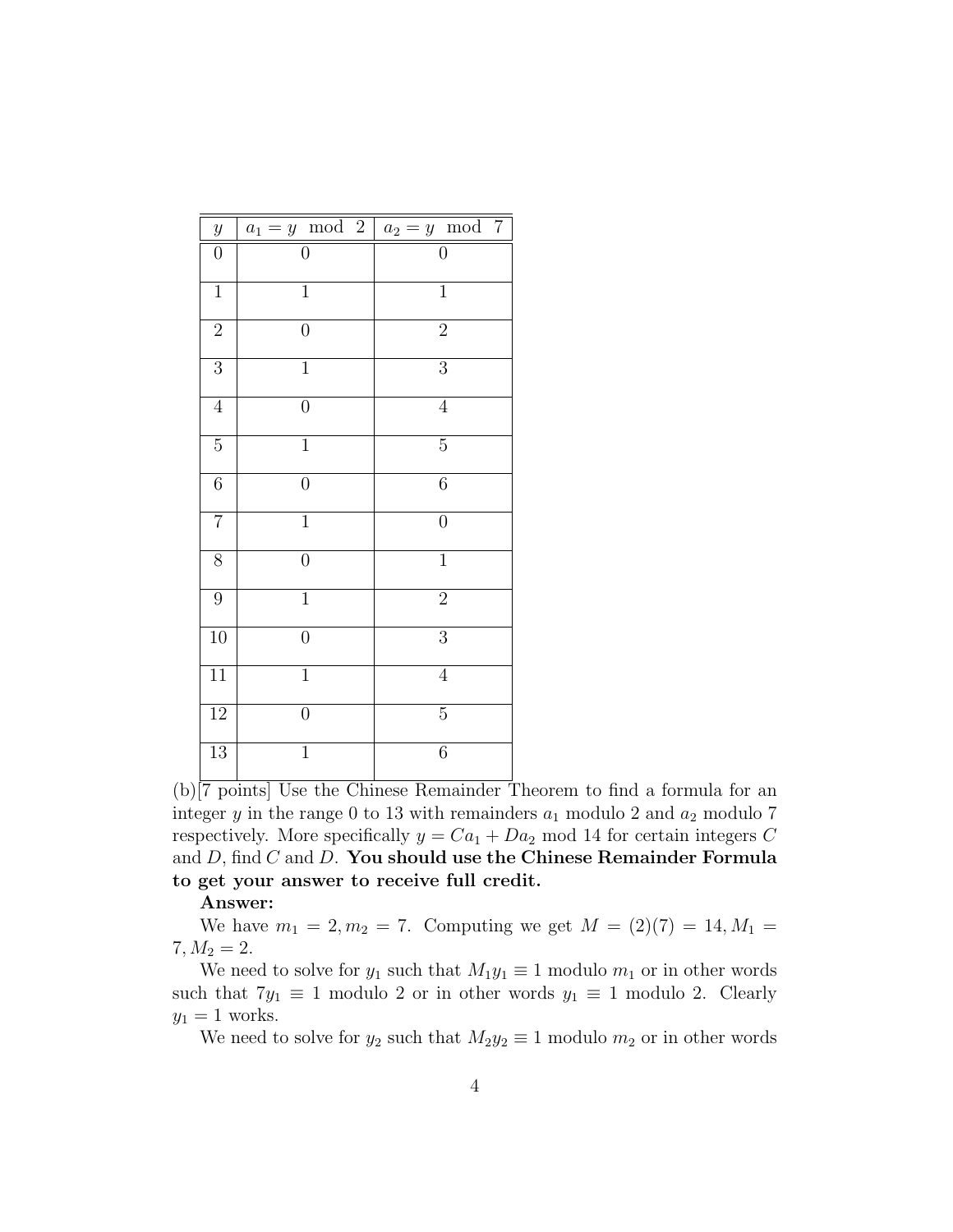| $y$ | $a_1 = y \mod 2$ | $a_2 = y \mod 7$ |
|---|---|---|
| 0 | 0 | 0 |
| 1 | 1 | 1 |
| 2 | 0 | 2 |
| 3 | 1 | 3 |
| 4 | 0 | 4 |
| 5 | 1 | 5 |
| 6 | 0 | 6 |
| 7 | 1 | 0 |
| 8 | 0 | 1 |
| 9 | 1 | 2 |
| 10 | 0 | 3 |
| 11 | 1 | 4 |
| 12 | 0 | 5 |
| 13 | 1 | 6 |

(b)[7 points] Use the Chinese Remainder Theorem to find a formula for an integer $y$ in the range 0 to 13 with remainders $a_1$ modulo 2 and $a_2$ modulo 7 respectively. More specifically $y = Ca_1 + Da_2 \mod 14$ for certain integers $C$ and $D$, find $C$ and $D$. **You should use the Chinese Remainder Formula to get your answer to receive full credit.**

**Answer:**

We have $m_1 = 2, m_2 = 7$. Computing we get $M = (2)(7) = 14, M_1 = 7, M_2 = 2$.

We need to solve for $y_1$ such that $M_1 y_1 \equiv 1$ modulo $m_1$ or in other words such that $7y_1 \equiv 1$ modulo 2 or in other words $y_1 \equiv 1$ modulo 2. Clearly $y_1 = 1$ works.

We need to solve for $y_2$ such that $M_2 y_2 \equiv 1$ modulo $m_2$ or in other words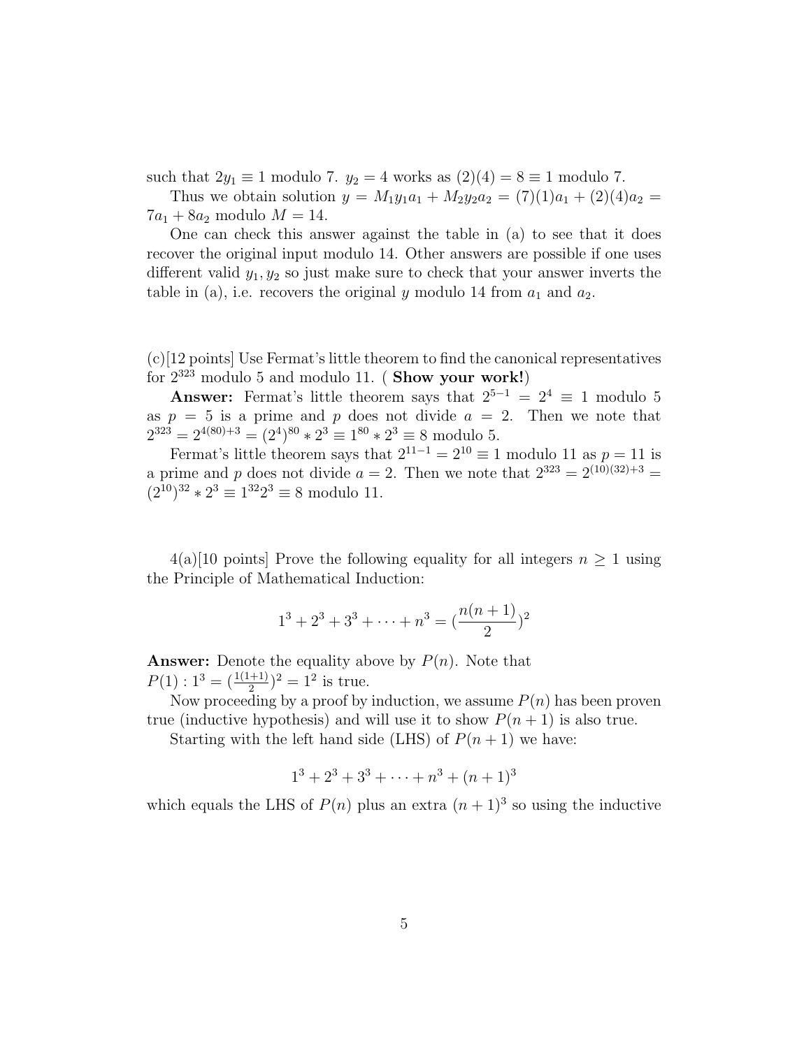such that $2y_1 \equiv 1$ modulo 7. $y_2 = 4$ works as $(2)(4) = 8 \equiv 1$ modulo 7.

Thus we obtain solution $y = M_1 y_1 a_1 + M_2 y_2 a_2 = (7)(1)a_1 + (2)(4)a_2 = 7a_1 + 8a_2$ modulo $M = 14$.

One can check this answer against the table in (a) to see that it does recover the original input modulo 14. Other answers are possible if one uses different valid $y_1, y_2$ so just make sure to check that your answer inverts the table in (a), i.e. recovers the original $y$ modulo 14 from $a_1$ and $a_2$.

(c)[12 points] Use Fermat's little theorem to find the canonical representatives for $2^{323}$ modulo 5 and modulo 11. ( **Show your work!**)

**Answer:** Fermat's little theorem says that $2^{5-1} = 2^4 \equiv 1$ modulo 5 as $p = 5$ is a prime and $p$ does not divide $a = 2$. Then we note that $2^{323} = 2^{4(80)+3} = (2^4)^{80} * 2^3 \equiv 1^{80} * 2^3 \equiv 8$ modulo 5.

Fermat's little theorem says that $2^{11-1} = 2^{10} \equiv 1$ modulo 11 as $p = 11$ is a prime and $p$ does not divide $a = 2$. Then we note that $2^{323} = 2^{(10)(32)+3} = (2^{10})^{32} * 2^3 \equiv 1^{32} 2^3 \equiv 8$ modulo 11.

4(a)[10 points] Prove the following equality for all integers $n \geq 1$ using the Principle of Mathematical Induction:

$$1^3 + 2^3 + 3^3 + \cdots + n^3 = (\frac{n(n+1)}{2})^2$$

**Answer:** Denote the equality above by $P(n)$. Note that $P(1) : 1^3 = (\frac{1(1+1)}{2})^2 = 1^2$ is true.

Now proceeding by a proof by induction, we assume $P(n)$ has been proven true (inductive hypothesis) and will use it to show $P(n+1)$ is also true.

Starting with the left hand side (LHS) of $P(n+1)$ we have:

$$1^3 + 2^3 + 3^3 + \cdots + n^3 + (n+1)^3$$

which equals the LHS of $P(n)$ plus an extra $(n+1)^3$ so using the inductive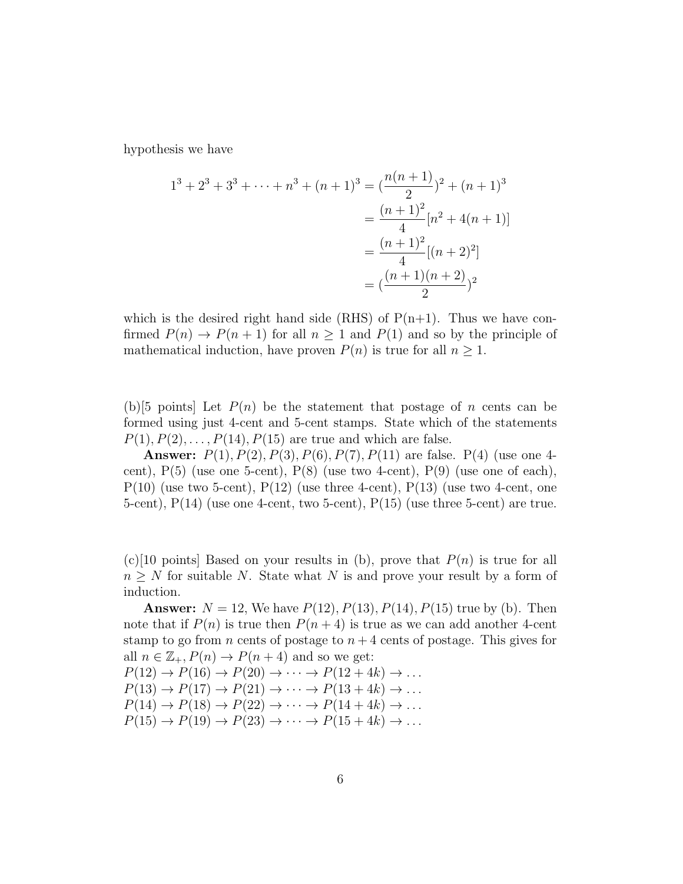hypothesis we have

$$
\begin{aligned}
1^3 + 2^3 + 3^3 + \cdots + n^3 + (n+1)^3 &= (\frac{n(n+1)}{2})^2 + (n+1)^3 \\
&= \frac{(n+1)^2}{4}[n^2 + 4(n+1)] \\
&= \frac{(n+1)^2}{4}[(n+2)^2] \\
&= (\frac{(n+1)(n+2)}{2})^2
\end{aligned}
$$

which is the desired right hand side (RHS) of P(n+1). Thus we have confirmed $P(n) \to P(n+1)$ for all $n \geq 1$ and $P(1)$ and so by the principle of mathematical induction, have proven $P(n)$ is true for all $n \geq 1$.

(b)[5 points] Let $P(n)$ be the statement that postage of $n$ cents can be formed using just 4-cent and 5-cent stamps. State which of the statements $P(1), P(2), \ldots, P(14), P(15)$ are true and which are false.

**Answer:** $P(1), P(2), P(3), P(6), P(7), P(11)$ are false. P(4) (use one 4-cent), P(5) (use one 5-cent), P(8) (use two 4-cent), P(9) (use one of each), P(10) (use two 5-cent), P(12) (use three 4-cent), P(13) (use two 4-cent, one 5-cent), P(14) (use one 4-cent, two 5-cent), P(15) (use three 5-cent) are true.

(c)[10 points] Based on your results in (b), prove that $P(n)$ is true for all $n \geq N$ for suitable $N$. State what $N$ is and prove your result by a form of induction.

**Answer:** $N = 12$, We have $P(12), P(13), P(14), P(15)$ true by (b). Then note that if $P(n)$ is true then $P(n+4)$ is true as we can add another 4-cent stamp to go from $n$ cents of postage to $n+4$ cents of postage. This gives for all $n \in \mathbb{Z}_+, P(n) \to P(n+4)$ and so we get:

$P(12) \to P(16) \to P(20) \to \cdots \to P(12+4k) \to \ldots$
$P(13) \to P(17) \to P(21) \to \cdots \to P(13+4k) \to \ldots$
$P(14) \to P(18) \to P(22) \to \cdots \to P(14+4k) \to \ldots$
$P(15) \to P(19) \to P(23) \to \cdots \to P(15+4k) \to \ldots$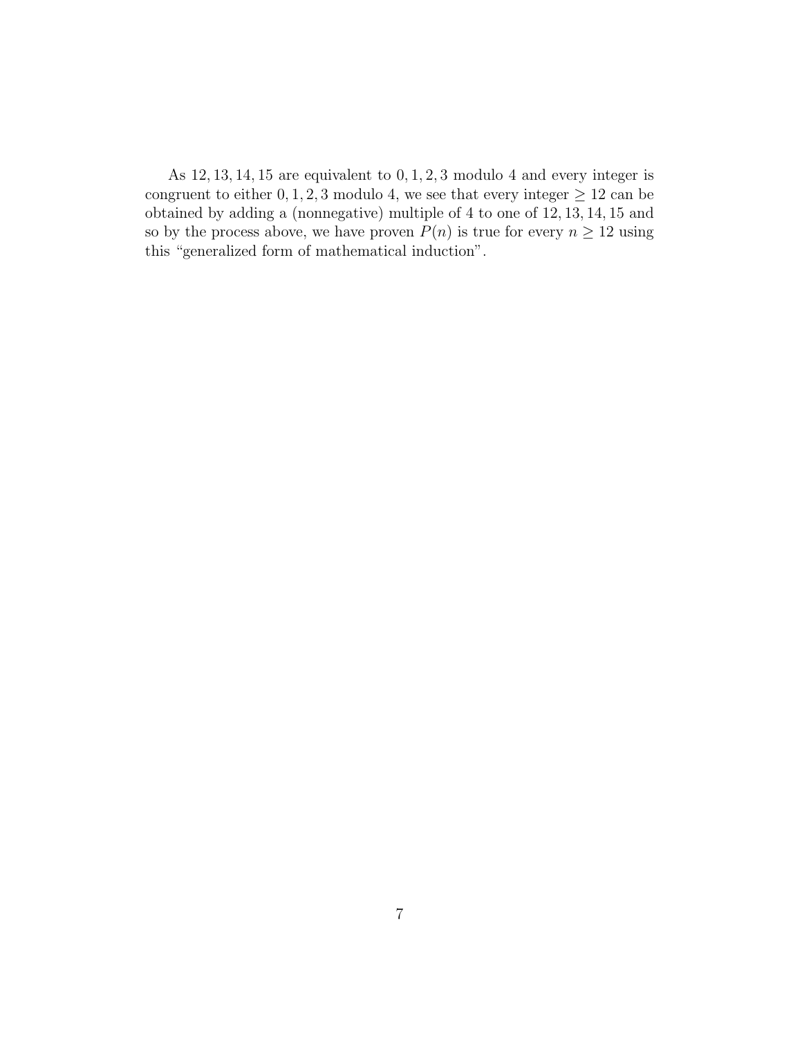As $12, 13, 14, 15$ are equivalent to $0, 1, 2, 3$ modulo 4 and every integer is congruent to either $0, 1, 2, 3$ modulo 4, we see that every integer $\geq 12$ can be obtained by adding a (nonnegative) multiple of 4 to one of $12, 13, 14, 15$ and so by the process above, we have proven $P(n)$ is true for every $n \geq 12$ using this "generalized form of mathematical induction".